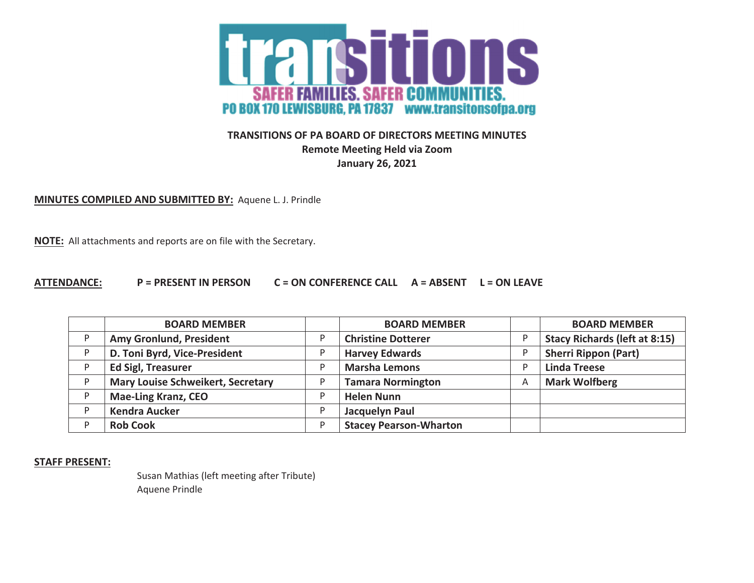transitions

SAFER FAMILIES. SAFER COMMUNITIES.

PO BOX 170 LEWISBURG, PA 17837 www.transitonsofpa.org

**TRANSITIONS OF PA BOARD OF DIRECTORS MEETING MINUTES**
**Remote Meeting Held via Zoom**
**January 26, 2021**

**MINUTES COMPILED AND SUBMITTED BY:** Aquene L. J. Prindle

**NOTE:** All attachments and reports are on file with the Secretary.

**ATTENDANCE:** **P = PRESENT IN PERSON C = ON CONFERENCE CALL A = ABSENT L = ON LEAVE**

| | BOARD MEMBER | | BOARD MEMBER | | BOARD MEMBER |
|---|---|---|---|---|---|
| P | **Amy Gronlund, President** | P | **Christine Dotterer** | P | **Stacy Richards (left at 8:15)** |
| P | **D. Toni Byrd, Vice-President** | P | **Harvey Edwards** | P | **Sherri Rippon (Part)** |
| P | **Ed Sigl, Treasurer** | P | **Marsha Lemons** | P | **Linda Treese** |
| P | **Mary Louise Schweikert, Secretary** | P | **Tamara Normington** | A | **Mark Wolfberg** |
| P | **Mae-Ling Kranz, CEO** | P | **Helen Nunn** | | |
| P | **Kendra Aucker** | P | **Jacquelyn Paul** | | |
| P | **Rob Cook** | P | **Stacey Pearson-Wharton** | | |

**STAFF PRESENT:**

Susan Mathias (left meeting after Tribute)
Aquene Prindle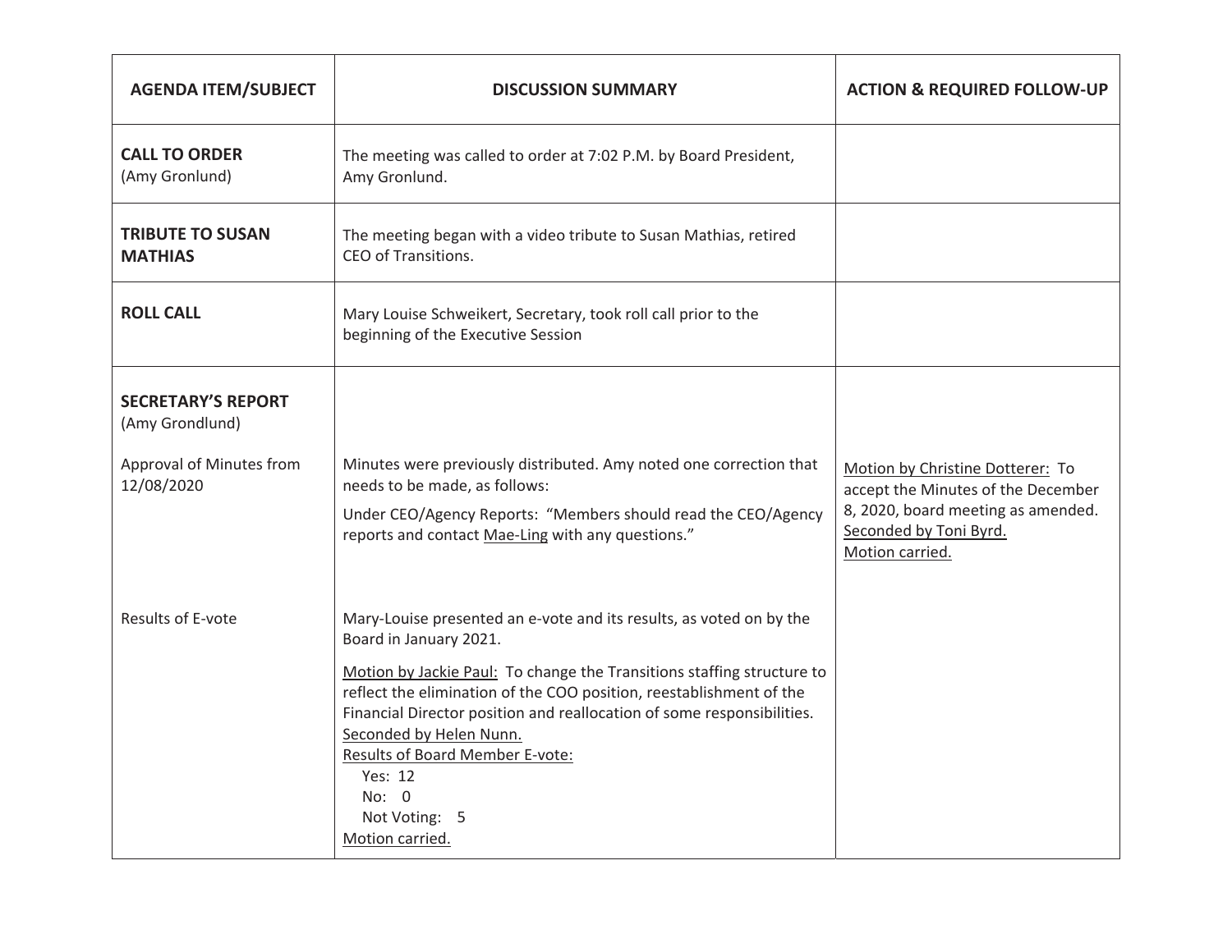| AGENDA ITEM/SUBJECT | DISCUSSION SUMMARY | ACTION & REQUIRED FOLLOW-UP |
|---|---|---|
| **CALL TO ORDER** (Amy Gronlund) | The meeting was called to order at 7:02 P.M. by Board President, Amy Gronlund. | |
| **TRIBUTE TO SUSAN MATHIAS** | The meeting began with a video tribute to Susan Mathias, retired CEO of Transitions. | |
| **ROLL CALL** | Mary Louise Schweikert, Secretary, took roll call prior to the beginning of the Executive Session | |
| **SECRETARY'S REPORT** (Amy Grondlund)<br><br>Approval of Minutes from 12/08/2020 | Minutes were previously distributed. Amy noted one correction that needs to be made, as follows:<br>Under CEO/Agency Reports: "Members should read the CEO/Agency reports and contact <u>Mae-Ling</u> with any questions." | <u>Motion by Christine Dotterer:</u> To accept the Minutes of the December 8, 2020, board meeting as amended. <u>Seconded by Toni Byrd.</u> <u>Motion carried.</u> |
| Results of E-vote | Mary-Louise presented an e-vote and its results, as voted on by the Board in January 2021.<br><u>Motion by Jackie Paul:</u> To change the Transitions staffing structure to reflect the elimination of the COO position, reestablishment of the Financial Director position and reallocation of some responsibilities. <u>Seconded by Helen Nunn.</u><br><u>Results of Board Member E-vote:</u><br>Yes: 12<br>No: 0<br>Not Voting: 5<br><u>Motion carried.</u> | |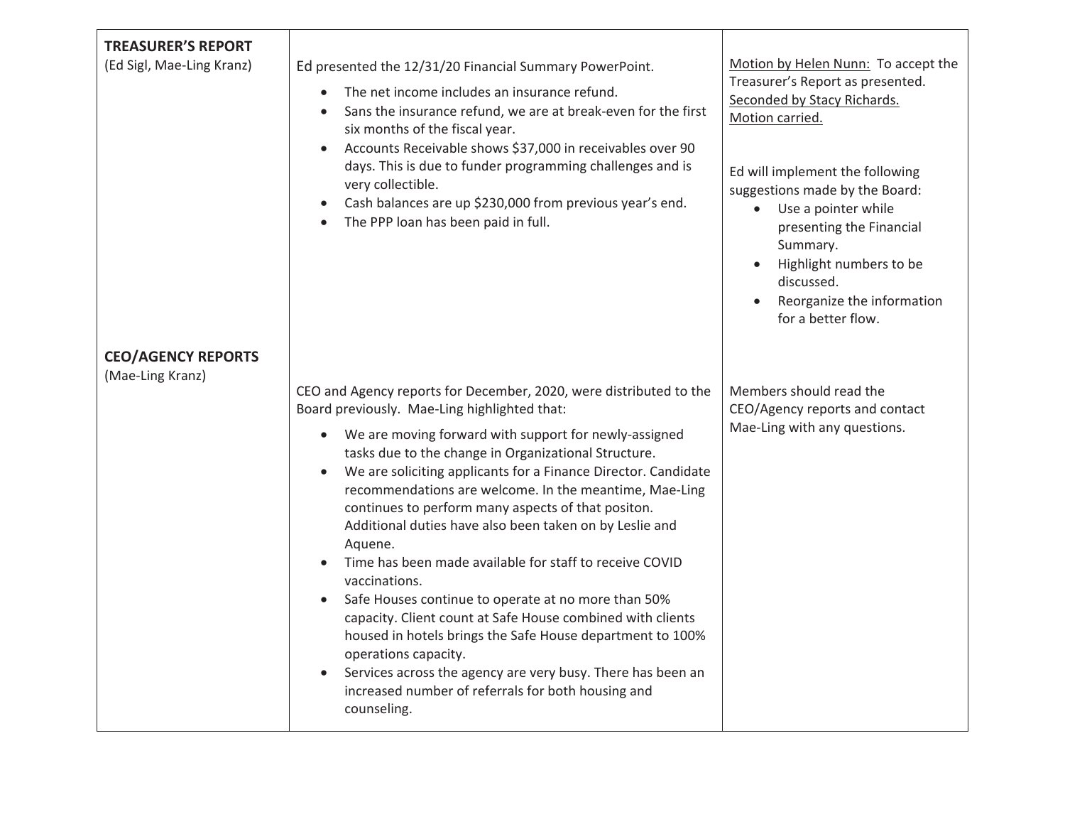| | | |
|---|---|---|
| **TREASURER'S REPORT**<br>(Ed Sigl, Mae-Ling Kranz) | Ed presented the 12/31/20 Financial Summary PowerPoint.<br>• The net income includes an insurance refund.<br>• Sans the insurance refund, we are at break-even for the first six months of the fiscal year.<br>• Accounts Receivable shows $37,000 in receivables over 90 days. This is due to funder programming challenges and is very collectible.<br>• Cash balances are up $230,000 from previous year's end.<br>• The PPP loan has been paid in full. | Motion by Helen Nunn: To accept the Treasurer's Report as presented.<br>Seconded by Stacy Richards.<br>Motion carried.<br><br>Ed will implement the following suggestions made by the Board:<br>• Use a pointer while presenting the Financial Summary.<br>• Highlight numbers to be discussed.<br>• Reorganize the information for a better flow. |
| **CEO/AGENCY REPORTS**<br>(Mae-Ling Kranz) | CEO and Agency reports for December, 2020, were distributed to the Board previously. Mae-Ling highlighted that:<br>• We are moving forward with support for newly-assigned tasks due to the change in Organizational Structure.<br>• We are soliciting applicants for a Finance Director. Candidate recommendations are welcome. In the meantime, Mae-Ling continues to perform many aspects of that positon. Additional duties have also been taken on by Leslie and Aquene.<br>• Time has been made available for staff to receive COVID vaccinations.<br>• Safe Houses continue to operate at no more than 50% capacity. Client count at Safe House combined with clients housed in hotels brings the Safe House department to 100% operations capacity.<br>• Services across the agency are very busy. There has been an increased number of referrals for both housing and counseling. | Members should read the CEO/Agency reports and contact Mae-Ling with any questions. |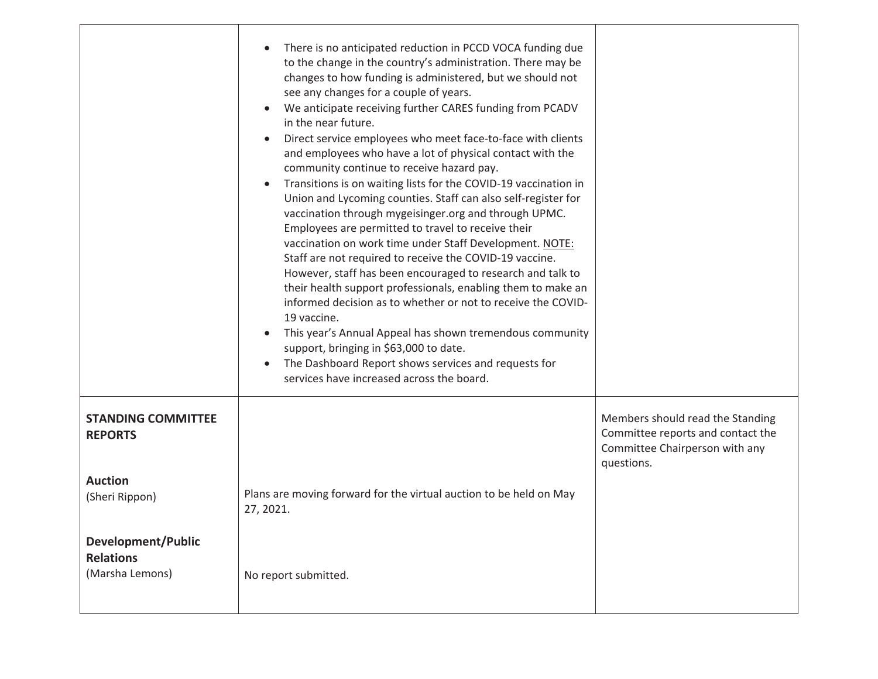| | | |
|---|---|---|
| | • There is no anticipated reduction in PCCD VOCA funding due to the change in the country's administration. There may be changes to how funding is administered, but we should not see any changes for a couple of years.<br>• We anticipate receiving further CARES funding from PCADV in the near future.<br>• Direct service employees who meet face-to-face with clients and employees who have a lot of physical contact with the community continue to receive hazard pay.<br>• Transitions is on waiting lists for the COVID-19 vaccination in Union and Lycoming counties. Staff can also self-register for vaccination through mygeisinger.org and through UPMC. Employees are permitted to travel to receive their vaccination on work time under Staff Development. NOTE: Staff are not required to receive the COVID-19 vaccine. However, staff has been encouraged to research and talk to their health support professionals, enabling them to make an informed decision as to whether or not to receive the COVID-19 vaccine.<br>• This year's Annual Appeal has shown tremendous community support, bringing in $63,000 to date.<br>• The Dashboard Report shows services and requests for services have increased across the board. | |
| **STANDING COMMITTEE REPORTS**<br><br>**Auction**<br>(Sheri Rippon)<br><br>**Development/Public Relations**<br>(Marsha Lemons) | <br><br><br>Plans are moving forward for the virtual auction to be held on May 27, 2021.<br><br><br>No report submitted. | Members should read the Standing Committee reports and contact the Committee Chairperson with any questions. |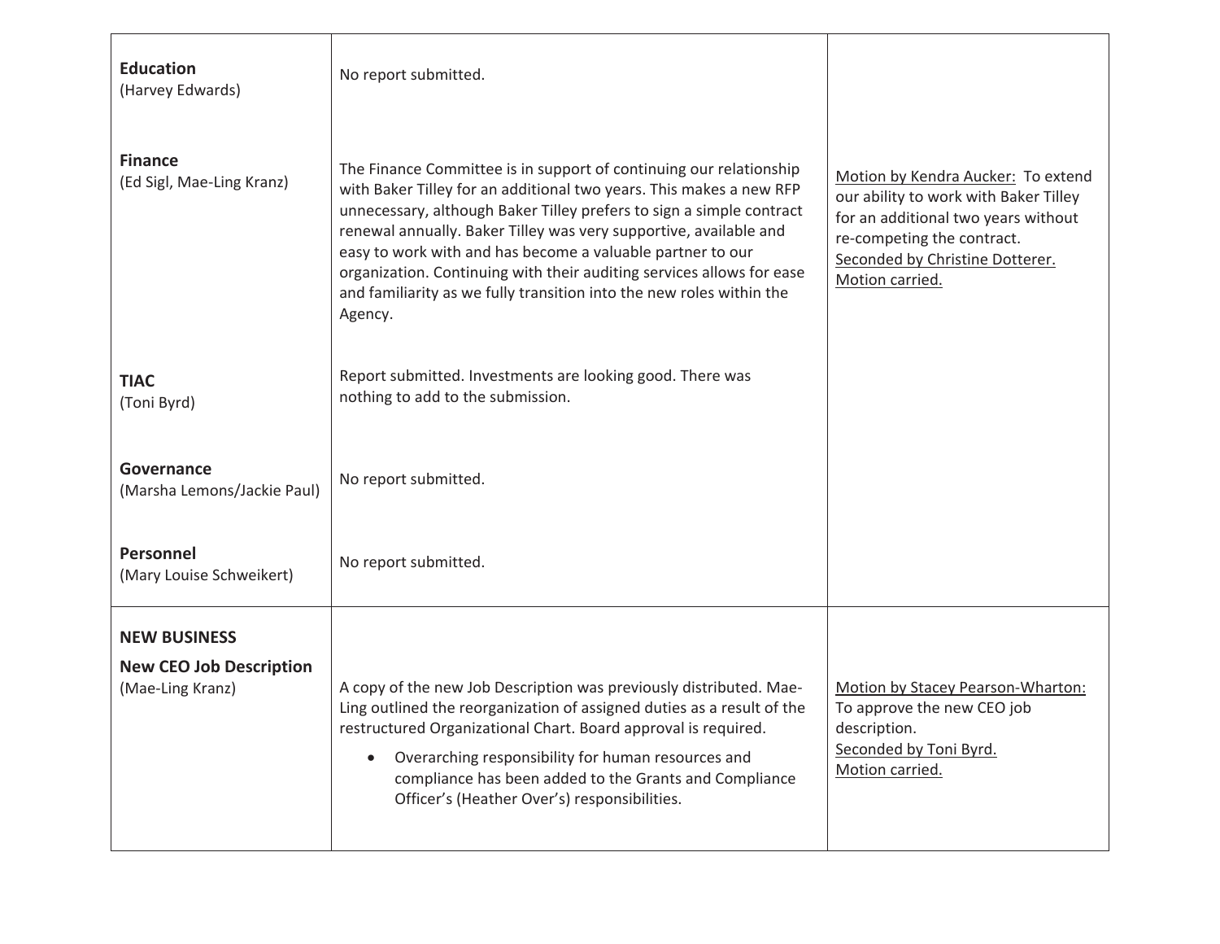| | | |
|---|---|---|
| **Education**<br>(Harvey Edwards) | No report submitted. | |
| **Finance**<br>(Ed Sigl, Mae-Ling Kranz) | The Finance Committee is in support of continuing our relationship with Baker Tilley for an additional two years. This makes a new RFP unnecessary, although Baker Tilley prefers to sign a simple contract renewal annually. Baker Tilley was very supportive, available and easy to work with and has become a valuable partner to our organization. Continuing with their auditing services allows for ease and familiarity as we fully transition into the new roles within the Agency. | Motion by Kendra Aucker: To extend our ability to work with Baker Tilley for an additional two years without re-competing the contract.<br>Seconded by Christine Dotterer.<br>Motion carried. |
| **TIAC**<br>(Toni Byrd) | Report submitted. Investments are looking good. There was nothing to add to the submission. | |
| **Governance**<br>(Marsha Lemons/Jackie Paul) | No report submitted. | |
| **Personnel**<br>(Mary Louise Schweikert) | No report submitted. | |
| **NEW BUSINESS**<br>**New CEO Job Description**<br>(Mae-Ling Kranz) | A copy of the new Job Description was previously distributed. Mae-Ling outlined the reorganization of assigned duties as a result of the restructured Organizational Chart. Board approval is required.<br>• Overarching responsibility for human resources and compliance has been added to the Grants and Compliance Officer's (Heather Over's) responsibilities. | Motion by Stacey Pearson-Wharton: To approve the new CEO job description.<br>Seconded by Toni Byrd.<br>Motion carried. |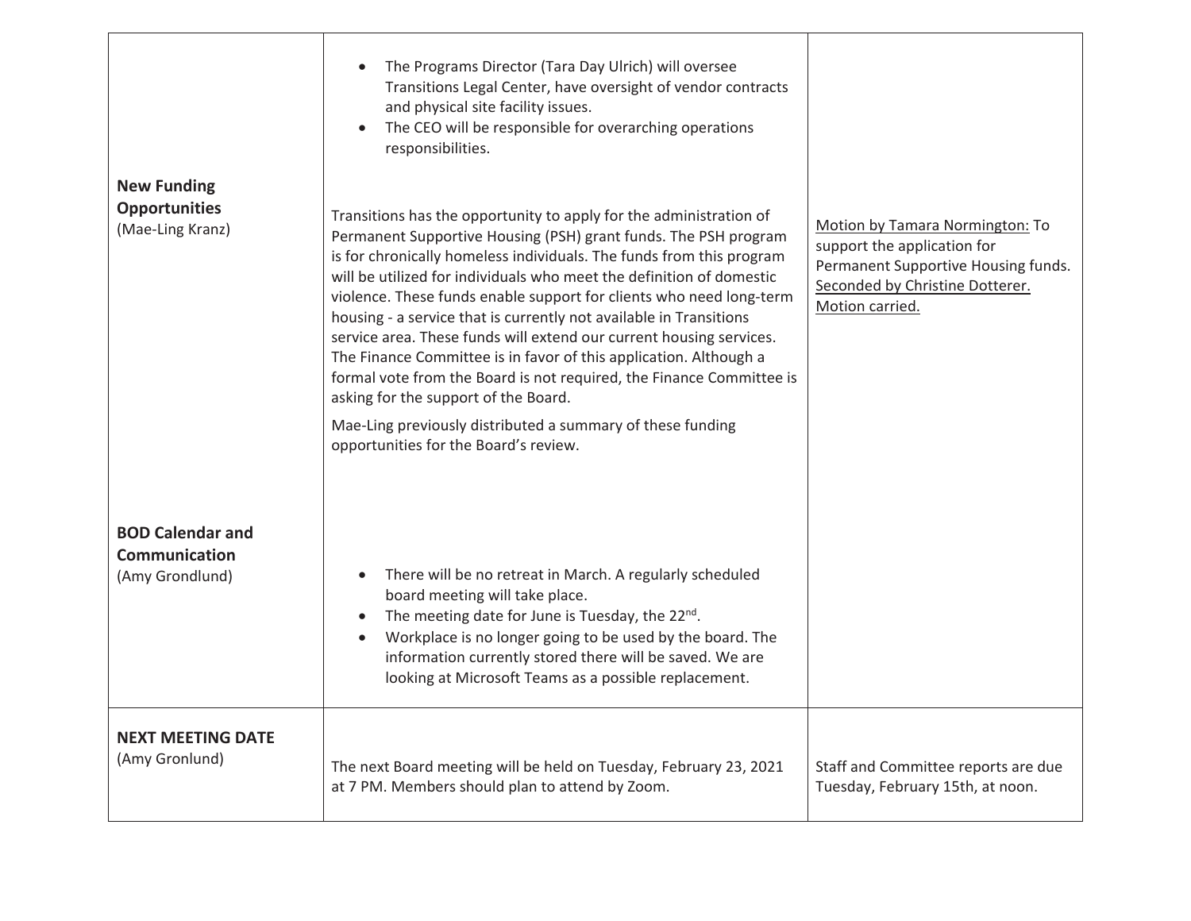| | | |
|---|---|---|
| | • The Programs Director (Tara Day Ulrich) will oversee Transitions Legal Center, have oversight of vendor contracts and physical site facility issues.<br>• The CEO will be responsible for overarching operations responsibilities. | |
| **New Funding Opportunities**<br>(Mae-Ling Kranz) | Transitions has the opportunity to apply for the administration of Permanent Supportive Housing (PSH) grant funds. The PSH program is for chronically homeless individuals. The funds from this program will be utilized for individuals who meet the definition of domestic violence. These funds enable support for clients who need long-term housing - a service that is currently not available in Transitions service area. These funds will extend our current housing services. The Finance Committee is in favor of this application. Although a formal vote from the Board is not required, the Finance Committee is asking for the support of the Board.<br><br>Mae-Ling previously distributed a summary of these funding opportunities for the Board's review. | Motion by Tamara Normington: To support the application for Permanent Supportive Housing funds. Seconded by Christine Dotterer. Motion carried. |
| **BOD Calendar and Communication**<br>(Amy Grondlund) | • There will be no retreat in March. A regularly scheduled board meeting will take place.<br>• The meeting date for June is Tuesday, the 22nd.<br>• Workplace is no longer going to be used by the board. The information currently stored there will be saved. We are looking at Microsoft Teams as a possible replacement. | |
| **NEXT MEETING DATE**<br>(Amy Gronlund) | The next Board meeting will be held on Tuesday, February 23, 2021 at 7 PM. Members should plan to attend by Zoom. | Staff and Committee reports are due Tuesday, February 15th, at noon. |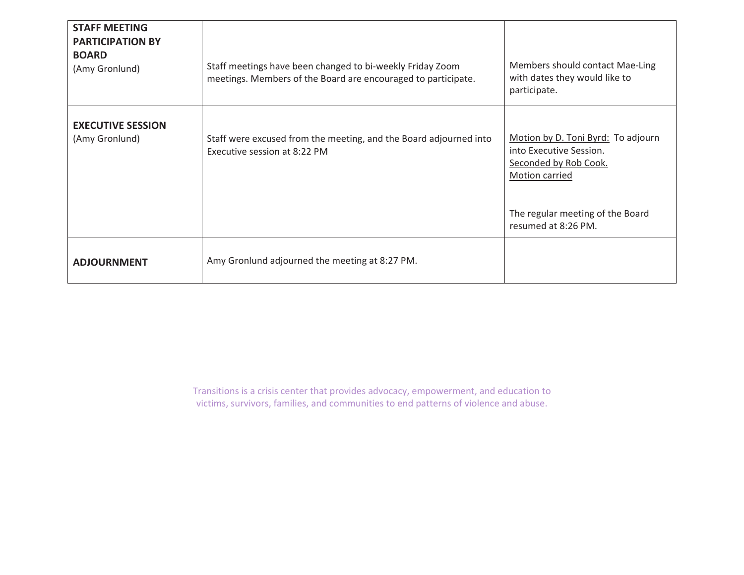| | | |
|---|---|---|
| **STAFF MEETING PARTICIPATION BY BOARD** (Amy Gronlund) | Staff meetings have been changed to bi-weekly Friday Zoom meetings. Members of the Board are encouraged to participate. | Members should contact Mae-Ling with dates they would like to participate. |
| **EXECUTIVE SESSION** (Amy Gronlund) | Staff were excused from the meeting, and the Board adjourned into Executive session at 8:22 PM | Motion by D. Toni Byrd: To adjourn into Executive Session. Seconded by Rob Cook. Motion carried<br><br>The regular meeting of the Board resumed at 8:26 PM. |
| **ADJOURNMENT** | Amy Gronlund adjourned the meeting at 8:27 PM. | |

Transitions is a crisis center that provides advocacy, empowerment, and education to victims, survivors, families, and communities to end patterns of violence and abuse.